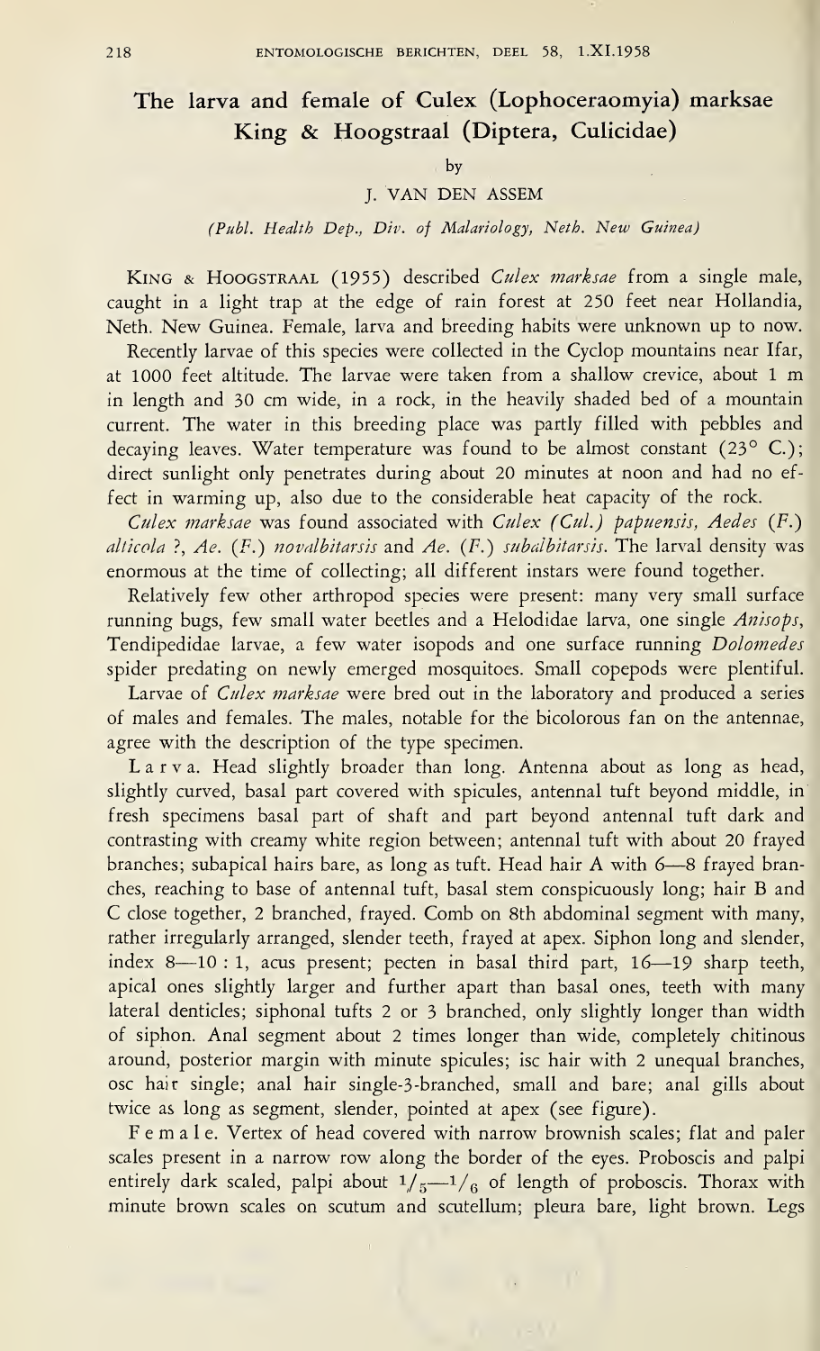# The larva and female of Culex (Lophoceraomyia) marksae King & Hoogstraal (Diptera, Culicidae)

by

J. VAN DEN ASSEM

*(Publ. Health Dep., Div. of Malariology, Neth. New Guinea)*

KING & HOOGSTRAAL (1955) described *Culex marksae* from a single male, caught in a light trap at the edge of rain forest at 250 feet near Hollandia, Neth. New Guinea. Female, larva and breeding habits were unknown up to now.

Recently larvae of this species were collected in the Cyclop mountains near Ifar, at 1000 feet altitude. The larvae were taken from a shallow crevice, about 1 m in length and 30 cm wide, in a rock, in the heavily shaded bed of a mountain current. The water in this breeding place was partly filled with pebbles and decaying leaves. Water temperature was found to be almost constant (23° C.); direct sunlight only penetrates during about 20 minutes at noon and had no effect in warming up, also due to the considerable heat capacity of the rock.

*Culex marksae* was found associated with *Culex (Cul.) papuensis, Aedes (F.) alticola ?, Ae. (F.) novalbitarsis* and *Ae. (F.) subalbitarsis*. The larval density was enormous at the time of collecting; all different instars were found together.

Relatively few other arthropod species were present: many very small surface running bugs, few small water beetles and a Helodidae larva, one single *Anisops*, Tendipedidae larvae, a few water isopods and one surface running *Dolomedes* spider predating on newly emerged mosquitoes. Small copepods were plentiful.

Larvae of *Culex marksae* were bred out in the laboratory and produced a series of males and females. The males, notable for the bicolorous fan on the antennae, agree with the description of the type specimen.

L a r v a. Head slightly broader than long. Antenna about as long as head, slightly curved, basal part covered with spicules, antennal tuft beyond middle, in fresh specimens basal part of shaft and part beyond antennal tuft dark and contrasting with creamy white region between; antennal tuft with about 20 frayed branches; subapical hairs bare, as long as tuft. Head hair A with 6—8 frayed branches, reaching to base of antennal tuft, basal stem conspicuously long; hair B and C close together, 2 branched, frayed. Comb on 8th abdominal segment with many, rather irregularly arranged, slender teeth, frayed at apex. Siphon long and slender, index 8—10 : 1, acus present; pecten in basal third part, 16—19 sharp teeth, apical ones slightly larger and further apart than basal ones, teeth with many lateral denticles; siphonal tufts 2 or 3 branched, only slightly longer than width of siphon. Anal segment about 2 times longer than wide, completely chitinous around, posterior margin with minute spicules; isc hair with 2 unequal branches, osc hair single; anal hair single-3-branched, small and bare; anal gills about twice as long as segment, slender, pointed at apex (see figure).

F e m a l e. Vertex of head covered with narrow brownish scales; flat and paler scales present in a narrow row along the border of the eyes. Proboscis and palpi entirely dark scaled, palpi about $1/_5$—$1/_6$ of length of proboscis. Thorax with minute brown scales on scutum and scutellum; pleura bare, light brown. Legs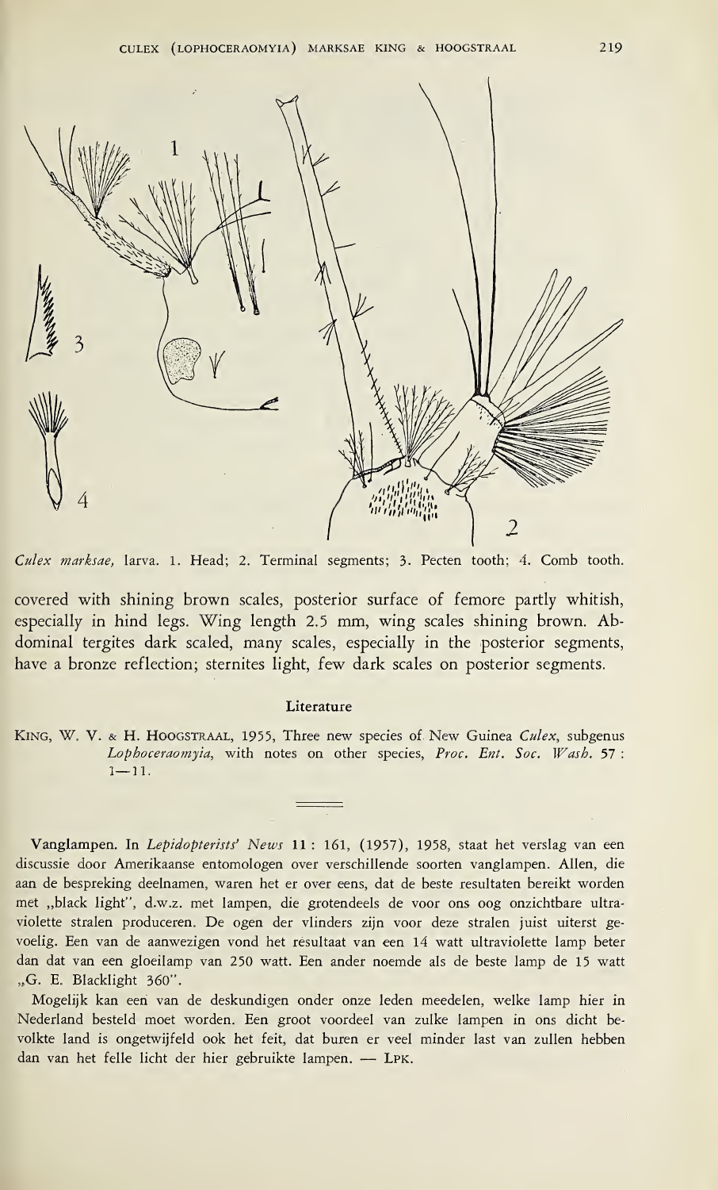*Culex marksae*, larva. 1. Head; 2. Terminal segments; 3. Pecten tooth; 4. Comb tooth.

covered with shining brown scales, posterior surface of femore partly whitish, especially in hind legs. Wing length 2.5 mm, wing scales shining brown. Abdominal tergites dark scaled, many scales, especially in the posterior segments, have a bronze reflection; sternites light, few dark scales on posterior segments.

## Literature

King, W. V. & H. Hoogstraal, 1955, Three new species of New Guinea *Culex*, subgenus *Lophoceraomyia*, with notes on other species, *Proc. Ent. Soc. Wash.* 57 : 1—11.

---

**Vanglampen.** In *Lepidopterists' News* 11 : 161, (1957), 1958, staat het verslag van een discussie door Amerikaanse entomologen over verschillende soorten vanglampen. Allen, die aan de bespreking deelnamen, waren het er over eens, dat de beste resultaten bereikt worden met „black light", d.w.z. met lampen, die grotendeels de voor ons oog onzichtbare ultraviolette stralen produceren. De ogen der vlinders zijn voor deze stralen juist uiterst gevoelig. Een van de aanwezigen vond het resultaat van een 14 watt ultraviolette lamp beter dan dat van een gloeilamp van 250 watt. Een ander noemde als de beste lamp de 15 watt „G. E. Blacklight 360".

Mogelijk kan een van de deskundigen onder onze leden meedelen, welke lamp hier in Nederland besteld moet worden. Een groot voordeel van zulke lampen in ons dicht bevolkte land is ongetwijfeld ook het feit, dat buren er veel minder last van zullen hebben dan van het felle licht der hier gebruikte lampen. — Lpk.